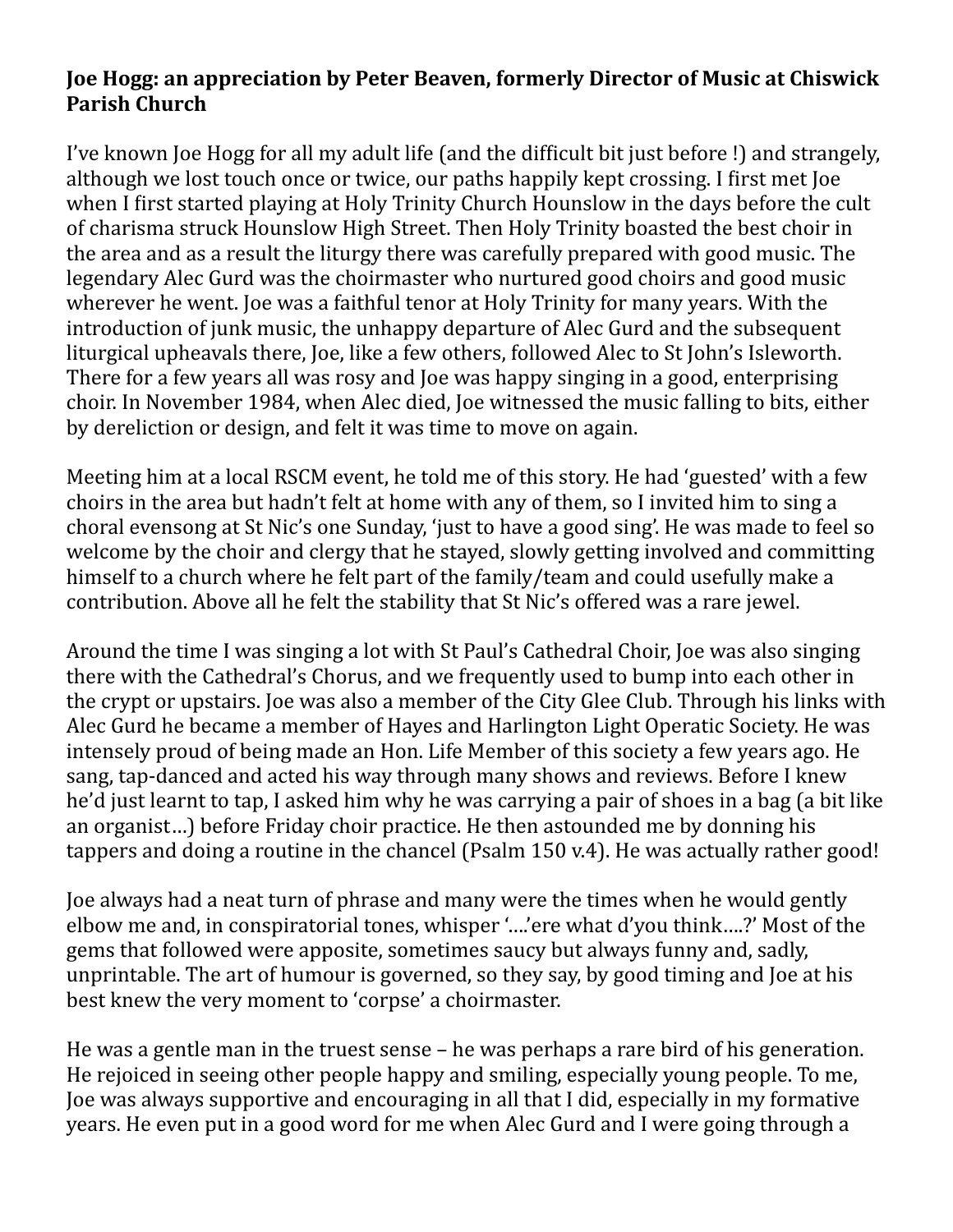**Joe Hogg: an appreciation by Peter Beaven, formerly Director of Music at Chiswick Parish Church**

I've known Joe Hogg for all my adult life (and the difficult bit just before !) and strangely, although we lost touch once or twice, our paths happily kept crossing. I first met Joe when I first started playing at Holy Trinity Church Hounslow in the days before the cult of charisma struck Hounslow High Street. Then Holy Trinity boasted the best choir in the area and as a result the liturgy there was carefully prepared with good music. The legendary Alec Gurd was the choirmaster who nurtured good choirs and good music wherever he went. Joe was a faithful tenor at Holy Trinity for many years. With the introduction of junk music, the unhappy departure of Alec Gurd and the subsequent liturgical upheavals there, Joe, like a few others, followed Alec to St John's Isleworth. There for a few years all was rosy and Joe was happy singing in a good, enterprising choir. In November 1984, when Alec died, Joe witnessed the music falling to bits, either by dereliction or design, and felt it was time to move on again.

Meeting him at a local RSCM event, he told me of this story. He had 'guested' with a few choirs in the area but hadn't felt at home with any of them, so I invited him to sing a choral evensong at St Nic's one Sunday, 'just to have a good sing'. He was made to feel so welcome by the choir and clergy that he stayed, slowly getting involved and committing himself to a church where he felt part of the family/team and could usefully make a contribution. Above all he felt the stability that St Nic's offered was a rare jewel.

Around the time I was singing a lot with St Paul's Cathedral Choir, Joe was also singing there with the Cathedral's Chorus, and we frequently used to bump into each other in the crypt or upstairs. Joe was also a member of the City Glee Club. Through his links with Alec Gurd he became a member of Hayes and Harlington Light Operatic Society. He was intensely proud of being made an Hon. Life Member of this society a few years ago. He sang, tap-danced and acted his way through many shows and reviews. Before I knew he'd just learnt to tap, I asked him why he was carrying a pair of shoes in a bag (a bit like an organist…) before Friday choir practice. He then astounded me by donning his tappers and doing a routine in the chancel (Psalm 150 v.4). He was actually rather good!

Joe always had a neat turn of phrase and many were the times when he would gently elbow me and, in conspiratorial tones, whisper '….'ere what d'you think….?' Most of the gems that followed were apposite, sometimes saucy but always funny and, sadly, unprintable. The art of humour is governed, so they say, by good timing and Joe at his best knew the very moment to 'corpse' a choirmaster.

He was a gentle man in the truest sense – he was perhaps a rare bird of his generation. He rejoiced in seeing other people happy and smiling, especially young people. To me, Joe was always supportive and encouraging in all that I did, especially in my formative years. He even put in a good word for me when Alec Gurd and I were going through a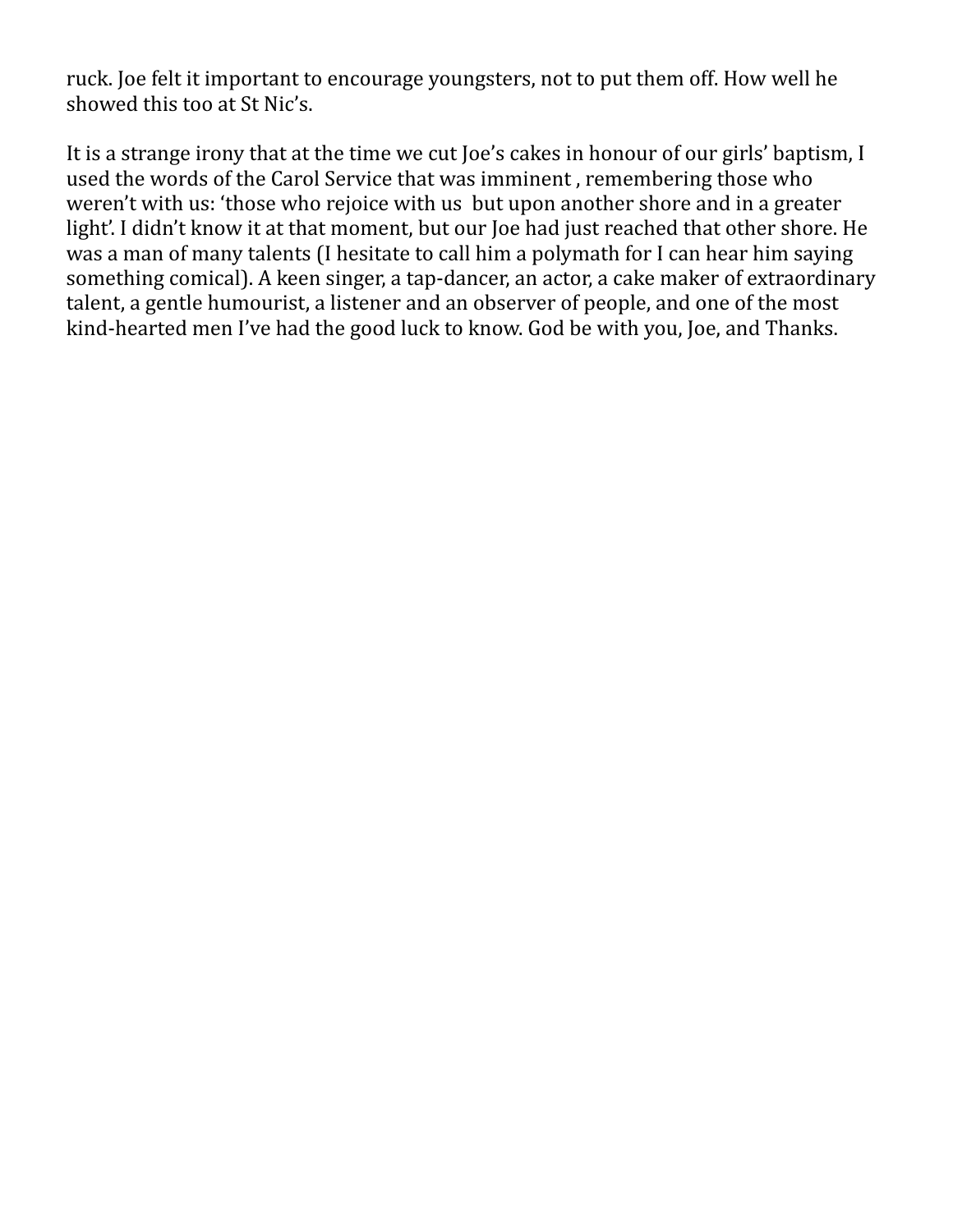ruck. Joe felt it important to encourage youngsters, not to put them off. How well he showed this too at St Nic's.

It is a strange irony that at the time we cut Joe's cakes in honour of our girls' baptism, I used the words of the Carol Service that was imminent , remembering those who weren't with us: 'those who rejoice with us but upon another shore and in a greater light'. I didn't know it at that moment, but our Joe had just reached that other shore. He was a man of many talents (I hesitate to call him a polymath for I can hear him saying something comical). A keen singer, a tap-dancer, an actor, a cake maker of extraordinary talent, a gentle humourist, a listener and an observer of people, and one of the most kind-hearted men I've had the good luck to know. God be with you, Joe, and Thanks.